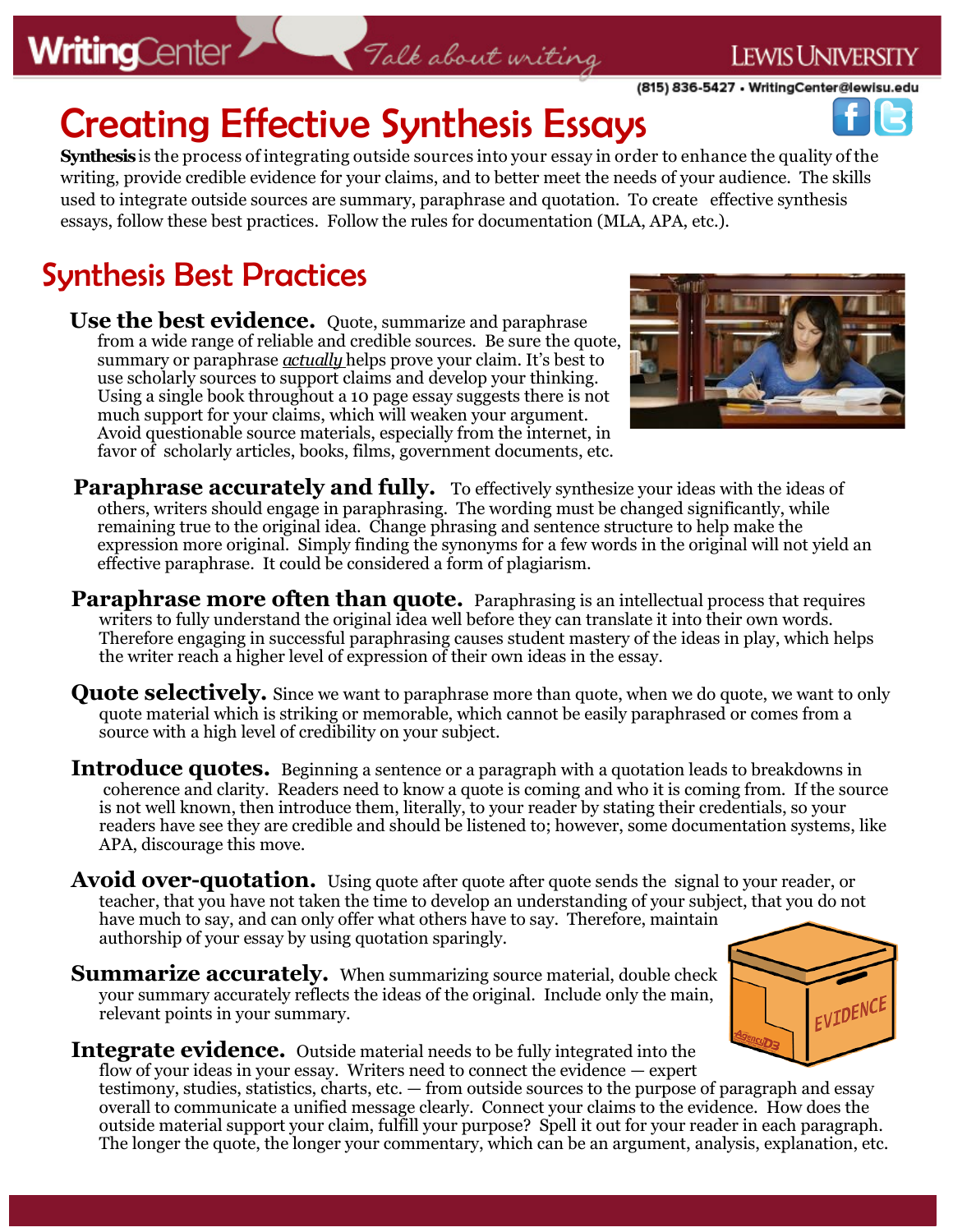# Creating Effective Synthesis Essays

**Synthesis** is the process of integrating outside sources into your essay in order to enhance the quality of the writing, provide credible evidence for your claims, and to better meet the needs of your audience. The skills used to integrate outside sources are summary, paraphrase and quotation. To create effective synthesis essays, follow these best practices. Follow the rules for documentation (MLA, APA, etc.).

## Synthesis Best Practices

**Use the best evidence.** Quote, summarize and paraphrase from a wide range of reliable and credible sources. Be sure the quote, summary or paraphrase *actually* helps prove your claim. It's best to use scholarly sources to support claims and develop your thinking. Using a single book throughout a 10 page essay suggests there is not much support for your claims, which will weaken your argument. Avoid questionable source materials, especially from the internet, in favor of scholarly articles, books, films, government documents, etc.

**Paraphrase accurately and fully.** To effectively synthesize your ideas with the ideas of others, writers should engage in paraphrasing. The wording must be changed significantly, while remaining true to the original idea. Change phrasing and sentence structure to help make the expression more original. Simply finding the synonyms for a few words in the original will not yield an effective paraphrase. It could be considered a form of plagiarism.

**Paraphrase more often than quote.** Paraphrasing is an intellectual process that requires writers to fully understand the original idea well before they can translate it into their own words. Therefore engaging in successful paraphrasing causes student mastery of the ideas in play, which helps the writer reach a higher level of expression of their own ideas in the essay.

**Quote selectively.** Since we want to paraphrase more than quote, when we do quote, we want to only quote material which is striking or memorable, which cannot be easily paraphrased or comes from a source with a high level of credibility on your subject.

**Introduce quotes.** Beginning a sentence or a paragraph with a quotation leads to breakdowns in coherence and clarity. Readers need to know a quote is coming and who it is coming from. If the source is not well known, then introduce them, literally, to your reader by stating their credentials, so your readers have see they are credible and should be listened to; however, some documentation systems, like APA, discourage this move.

**Avoid over-quotation.** Using quote after quote after quote sends the signal to your reader, or teacher, that you have not taken the time to develop an understanding of your subject, that you do not have much to say, and can only offer what others have to say. Therefore, maintain authorship of your essay by using quotation sparingly.

**Summarize accurately.** When summarizing source material, double check your summary accurately reflects the ideas of the original. Include only the main, relevant points in your summary.

**Integrate evidence.** Outside material needs to be fully integrated into the flow of your ideas in your essay. Writers need to connect the evidence — expert testimony, studies, statistics, charts, etc. — from outside sources to the purpose of paragraph and essay overall to communicate a unified message clearly. Connect your claims to the evidence. How does the outside material support your claim, fulfill your purpose? Spell it out for your reader in each paragraph. The longer the quote, the longer your commentary, which can be an argument, analysis, explanation, etc.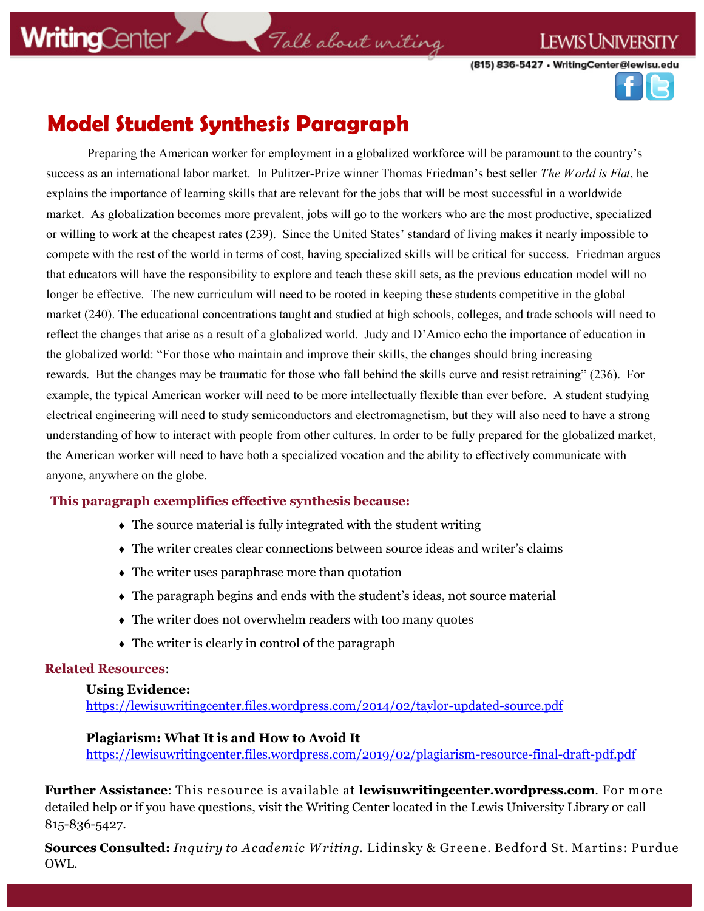# Model Student Synthesis Paragraph

Preparing the American worker for employment in a globalized workforce will be paramount to the country's success as an international labor market. In Pulitzer-Prize winner Thomas Friedman's best seller *The World is Flat*, he explains the importance of learning skills that are relevant for the jobs that will be most successful in a worldwide market. As globalization becomes more prevalent, jobs will go to the workers who are the most productive, specialized or willing to work at the cheapest rates (239). Since the United States' standard of living makes it nearly impossible to compete with the rest of the world in terms of cost, having specialized skills will be critical for success. Friedman argues that educators will have the responsibility to explore and teach these skill sets, as the previous education model will no longer be effective. The new curriculum will need to be rooted in keeping these students competitive in the global market (240). The educational concentrations taught and studied at high schools, colleges, and trade schools will need to reflect the changes that arise as a result of a globalized world. Judy and D'Amico echo the importance of education in the globalized world: "For those who maintain and improve their skills, the changes should bring increasing rewards. But the changes may be traumatic for those who fall behind the skills curve and resist retraining" (236). For example, the typical American worker will need to be more intellectually flexible than ever before. A student studying electrical engineering will need to study semiconductors and electromagnetism, but they will also need to have a strong understanding of how to interact with people from other cultures. In order to be fully prepared for the globalized market, the American worker will need to have both a specialized vocation and the ability to effectively communicate with anyone, anywhere on the globe.

**This paragraph exemplifies effective synthesis because:**

- The source material is fully integrated with the student writing
- The writer creates clear connections between source ideas and writer's claims
- The writer uses paraphrase more than quotation
- The paragraph begins and ends with the student's ideas, not source material
- The writer does not overwhelm readers with too many quotes
- The writer is clearly in control of the paragraph

**Related Resources**:

**Using Evidence:**
https://lewisuwritingcenter.files.wordpress.com/2014/02/taylor-updated-source.pdf

**Plagiarism: What It is and How to Avoid It**
https://lewisuwritingcenter.files.wordpress.com/2019/02/plagiarism-resource-final-draft-pdf.pdf

**Further Assistance**: This resource is available at **lewisuwritingcenter.wordpress.com**. For more detailed help or if you have questions, visit the Writing Center located in the Lewis University Library or call 815-836-5427.

**Sources Consulted:** *Inquiry to Academic Writing.* Lidinsky & Greene. Bedford St. Martins: Purdue OWL.